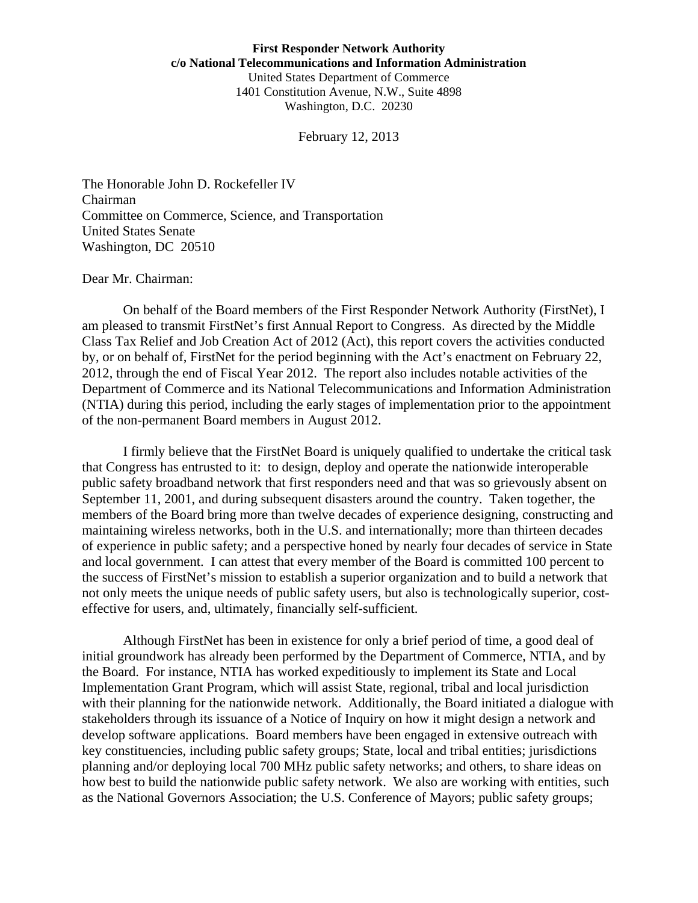**First Responder Network Authority**
**c/o National Telecommunications and Information Administration**
United States Department of Commerce
1401 Constitution Avenue, N.W., Suite 4898
Washington, D.C. 20230

February 12, 2013

The Honorable John D. Rockefeller IV
Chairman
Committee on Commerce, Science, and Transportation
United States Senate
Washington, DC 20510

Dear Mr. Chairman:

On behalf of the Board members of the First Responder Network Authority (FirstNet), I am pleased to transmit FirstNet's first Annual Report to Congress. As directed by the Middle Class Tax Relief and Job Creation Act of 2012 (Act), this report covers the activities conducted by, or on behalf of, FirstNet for the period beginning with the Act's enactment on February 22, 2012, through the end of Fiscal Year 2012. The report also includes notable activities of the Department of Commerce and its National Telecommunications and Information Administration (NTIA) during this period, including the early stages of implementation prior to the appointment of the non-permanent Board members in August 2012.

I firmly believe that the FirstNet Board is uniquely qualified to undertake the critical task that Congress has entrusted to it: to design, deploy and operate the nationwide interoperable public safety broadband network that first responders need and that was so grievously absent on September 11, 2001, and during subsequent disasters around the country. Taken together, the members of the Board bring more than twelve decades of experience designing, constructing and maintaining wireless networks, both in the U.S. and internationally; more than thirteen decades of experience in public safety; and a perspective honed by nearly four decades of service in State and local government. I can attest that every member of the Board is committed 100 percent to the success of FirstNet's mission to establish a superior organization and to build a network that not only meets the unique needs of public safety users, but also is technologically superior, cost-effective for users, and, ultimately, financially self-sufficient.

Although FirstNet has been in existence for only a brief period of time, a good deal of initial groundwork has already been performed by the Department of Commerce, NTIA, and by the Board. For instance, NTIA has worked expeditiously to implement its State and Local Implementation Grant Program, which will assist State, regional, tribal and local jurisdiction with their planning for the nationwide network. Additionally, the Board initiated a dialogue with stakeholders through its issuance of a Notice of Inquiry on how it might design a network and develop software applications. Board members have been engaged in extensive outreach with key constituencies, including public safety groups; State, local and tribal entities; jurisdictions planning and/or deploying local 700 MHz public safety networks; and others, to share ideas on how best to build the nationwide public safety network. We also are working with entities, such as the National Governors Association; the U.S. Conference of Mayors; public safety groups;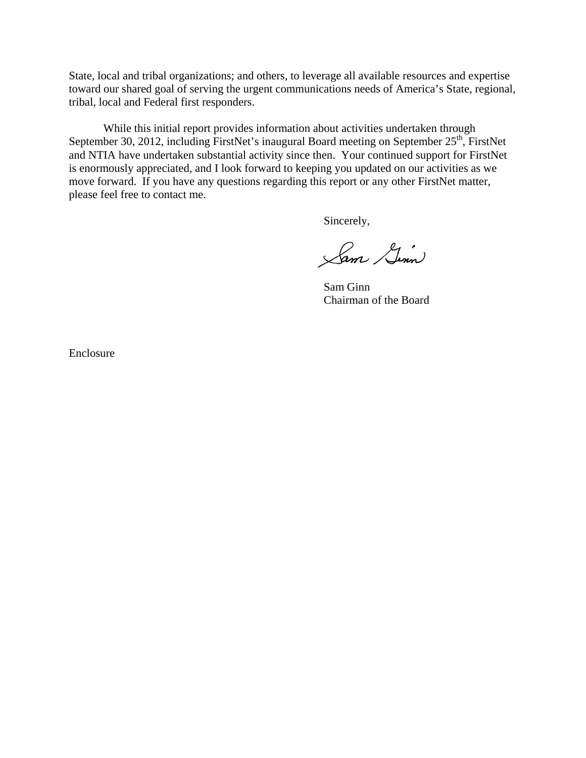State, local and tribal organizations; and others, to leverage all available resources and expertise toward our shared goal of serving the urgent communications needs of America's State, regional, tribal, local and Federal first responders.

While this initial report provides information about activities undertaken through September 30, 2012, including FirstNet's inaugural Board meeting on September 25th, FirstNet and NTIA have undertaken substantial activity since then. Your continued support for FirstNet is enormously appreciated, and I look forward to keeping you updated on our activities as we move forward. If you have any questions regarding this report or any other FirstNet matter, please feel free to contact me.

Sincerely,

Sam Ginn
Chairman of the Board

Enclosure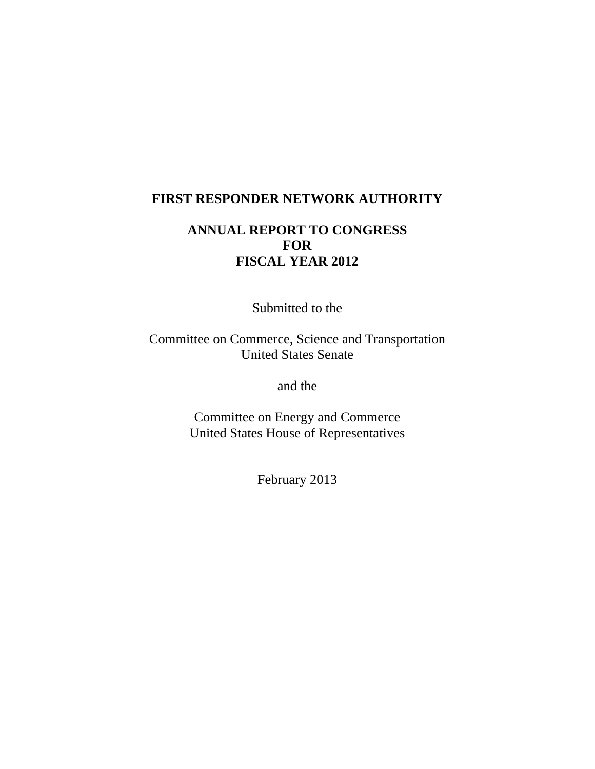**FIRST RESPONDER NETWORK AUTHORITY**

**ANNUAL REPORT TO CONGRESS**
**FOR**
**FISCAL YEAR 2012**

Submitted to the

Committee on Commerce, Science and Transportation
United States Senate

and the

Committee on Energy and Commerce
United States House of Representatives

February 2013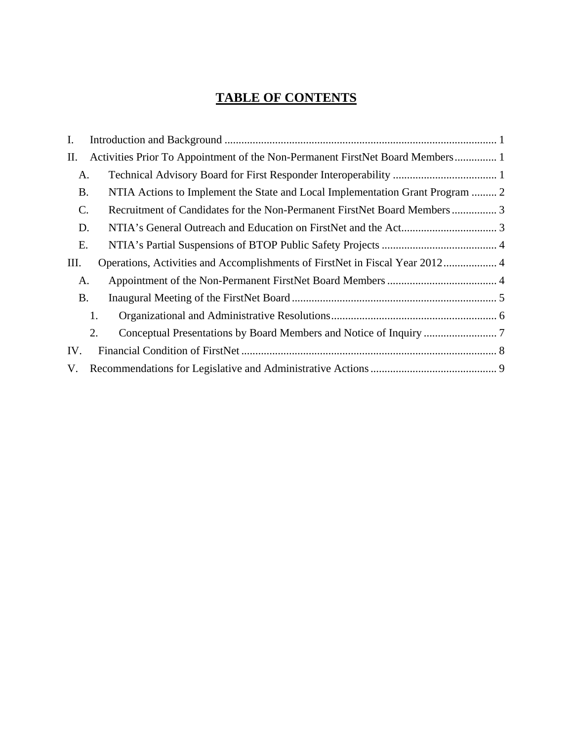# TABLE OF CONTENTS

I. Introduction and Background ........................................................................................ 1

II. Activities Prior To Appointment of the Non-Permanent FirstNet Board Members ............... 1

- A. Technical Advisory Board for First Responder Interoperability ..................................... 1
- B. NTIA Actions to Implement the State and Local Implementation Grant Program ......... 2
- C. Recruitment of Candidates for the Non-Permanent FirstNet Board Members ................ 3
- D. NTIA's General Outreach and Education on FirstNet and the Act.................................. 3
- E. NTIA's Partial Suspensions of BTOP Public Safety Projects ......................................... 4

III. Operations, Activities and Accomplishments of FirstNet in Fiscal Year 2012 ................... 4

- A. Appointment of the Non-Permanent FirstNet Board Members ....................................... 4
- B. Inaugural Meeting of the FirstNet Board ......................................................................... 5
  - 1. Organizational and Administrative Resolutions........................................................... 6
  - 2. Conceptual Presentations by Board Members and Notice of Inquiry .......................... 7

IV. Financial Condition of FirstNet .......................................................................................... 8

V. Recommendations for Legislative and Administrative Actions ............................................. 9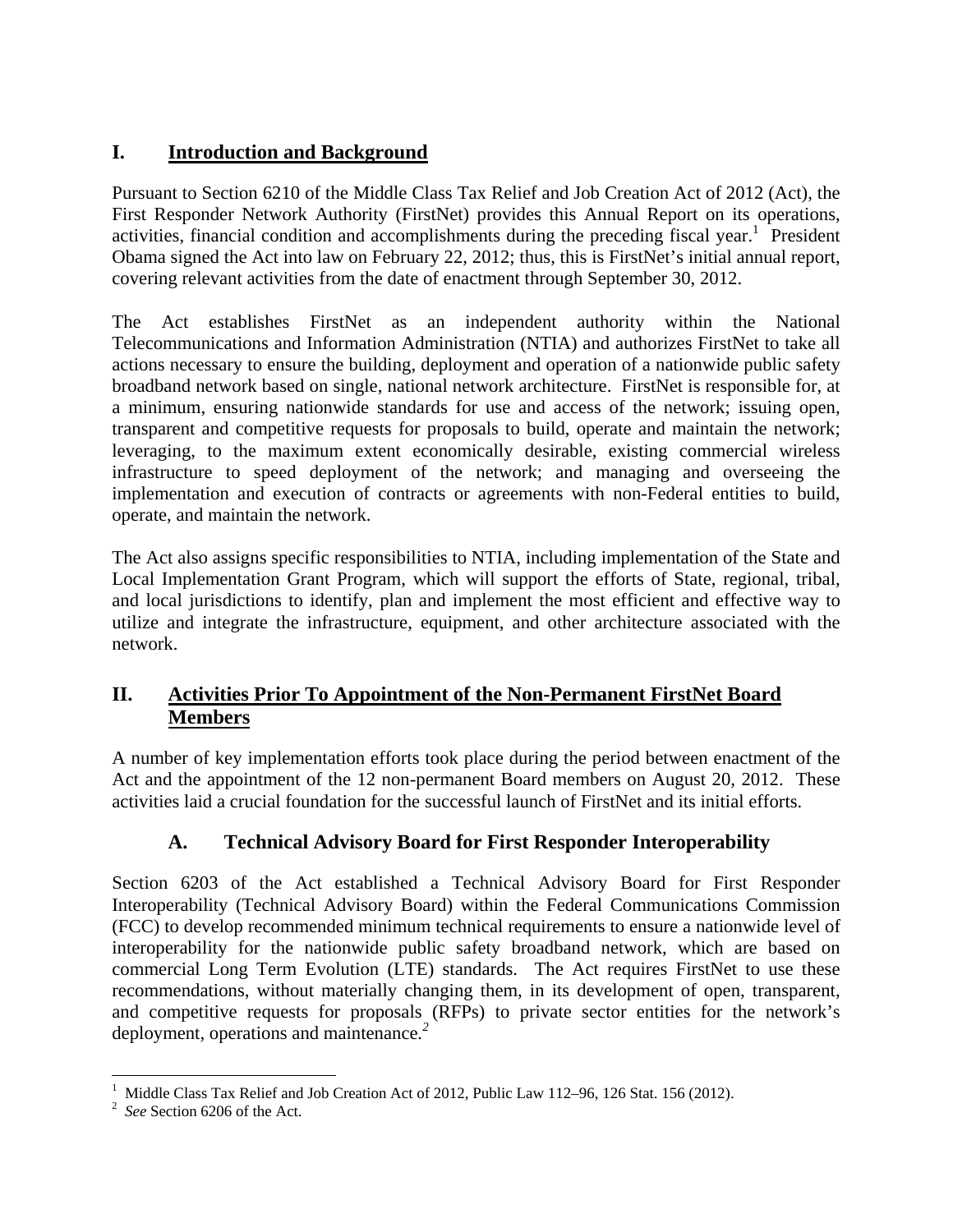## I. Introduction and Background

Pursuant to Section 6210 of the Middle Class Tax Relief and Job Creation Act of 2012 (Act), the First Responder Network Authority (FirstNet) provides this Annual Report on its operations, activities, financial condition and accomplishments during the preceding fiscal year.[1] President Obama signed the Act into law on February 22, 2012; thus, this is FirstNet's initial annual report, covering relevant activities from the date of enactment through September 30, 2012.

The Act establishes FirstNet as an independent authority within the National Telecommunications and Information Administration (NTIA) and authorizes FirstNet to take all actions necessary to ensure the building, deployment and operation of a nationwide public safety broadband network based on single, national network architecture. FirstNet is responsible for, at a minimum, ensuring nationwide standards for use and access of the network; issuing open, transparent and competitive requests for proposals to build, operate and maintain the network; leveraging, to the maximum extent economically desirable, existing commercial wireless infrastructure to speed deployment of the network; and managing and overseeing the implementation and execution of contracts or agreements with non-Federal entities to build, operate, and maintain the network.

The Act also assigns specific responsibilities to NTIA, including implementation of the State and Local Implementation Grant Program, which will support the efforts of State, regional, tribal, and local jurisdictions to identify, plan and implement the most efficient and effective way to utilize and integrate the infrastructure, equipment, and other architecture associated with the network.

## II. Activities Prior To Appointment of the Non-Permanent FirstNet Board Members

A number of key implementation efforts took place during the period between enactment of the Act and the appointment of the 12 non-permanent Board members on August 20, 2012. These activities laid a crucial foundation for the successful launch of FirstNet and its initial efforts.

### A. Technical Advisory Board for First Responder Interoperability

Section 6203 of the Act established a Technical Advisory Board for First Responder Interoperability (Technical Advisory Board) within the Federal Communications Commission (FCC) to develop recommended minimum technical requirements to ensure a nationwide level of interoperability for the nationwide public safety broadband network, which are based on commercial Long Term Evolution (LTE) standards. The Act requires FirstNet to use these recommendations, without materially changing them, in its development of open, transparent, and competitive requests for proposals (RFPs) to private sector entities for the network's deployment, operations and maintenance.[2]

---

[1] Middle Class Tax Relief and Job Creation Act of 2012, Public Law 112–96, 126 Stat. 156 (2012).

[2] *See* Section 6206 of the Act.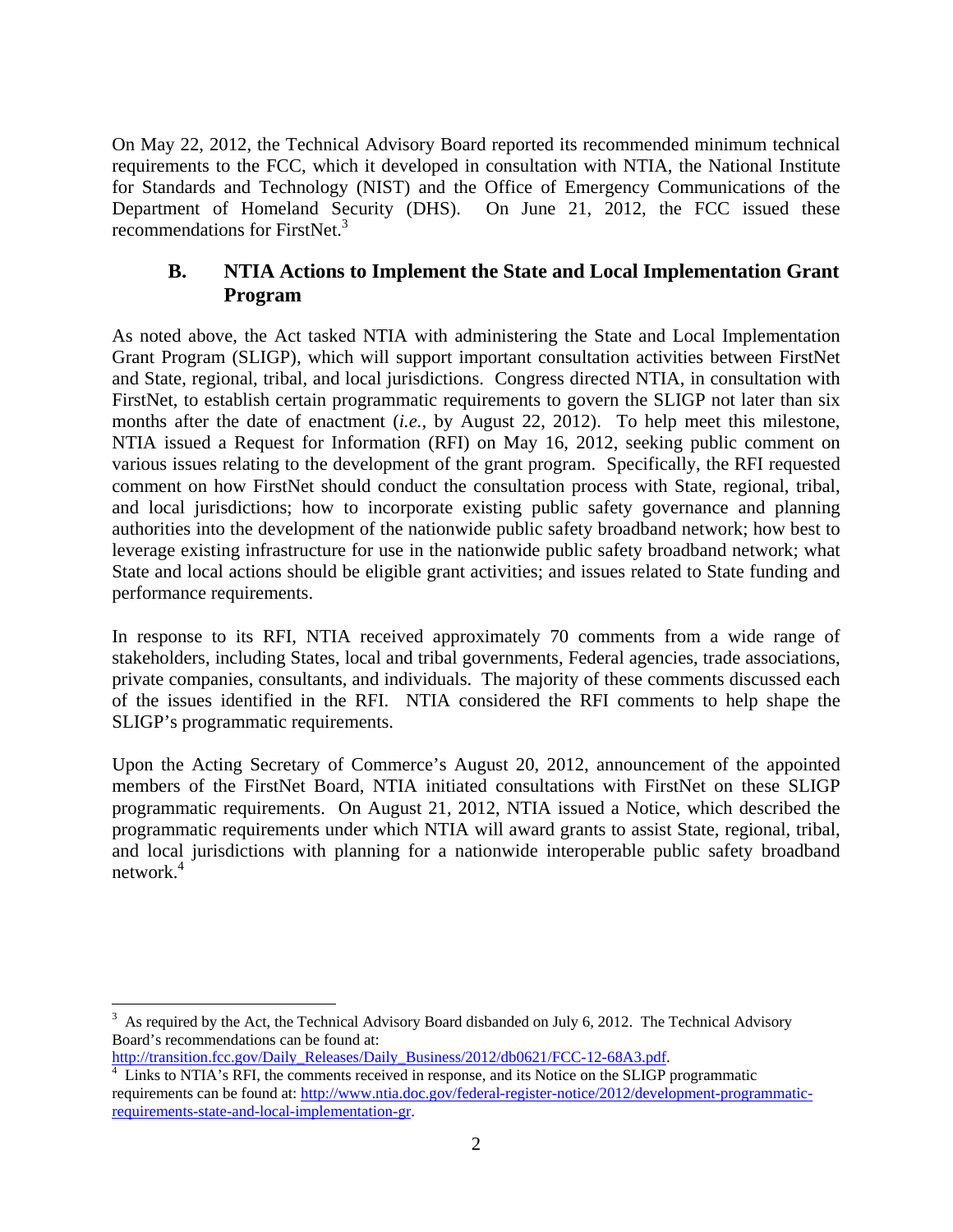On May 22, 2012, the Technical Advisory Board reported its recommended minimum technical requirements to the FCC, which it developed in consultation with NTIA, the National Institute for Standards and Technology (NIST) and the Office of Emergency Communications of the Department of Homeland Security (DHS). On June 21, 2012, the FCC issued these recommendations for FirstNet.[3]

### B. NTIA Actions to Implement the State and Local Implementation Grant Program

As noted above, the Act tasked NTIA with administering the State and Local Implementation Grant Program (SLIGP), which will support important consultation activities between FirstNet and State, regional, tribal, and local jurisdictions. Congress directed NTIA, in consultation with FirstNet, to establish certain programmatic requirements to govern the SLIGP not later than six months after the date of enactment (*i.e.*, by August 22, 2012). To help meet this milestone, NTIA issued a Request for Information (RFI) on May 16, 2012, seeking public comment on various issues relating to the development of the grant program. Specifically, the RFI requested comment on how FirstNet should conduct the consultation process with State, regional, tribal, and local jurisdictions; how to incorporate existing public safety governance and planning authorities into the development of the nationwide public safety broadband network; how best to leverage existing infrastructure for use in the nationwide public safety broadband network; what State and local actions should be eligible grant activities; and issues related to State funding and performance requirements.

In response to its RFI, NTIA received approximately 70 comments from a wide range of stakeholders, including States, local and tribal governments, Federal agencies, trade associations, private companies, consultants, and individuals. The majority of these comments discussed each of the issues identified in the RFI. NTIA considered the RFI comments to help shape the SLIGP's programmatic requirements.

Upon the Acting Secretary of Commerce's August 20, 2012, announcement of the appointed members of the FirstNet Board, NTIA initiated consultations with FirstNet on these SLIGP programmatic requirements. On August 21, 2012, NTIA issued a Notice, which described the programmatic requirements under which NTIA will award grants to assist State, regional, tribal, and local jurisdictions with planning for a nationwide interoperable public safety broadband network.[4]

---

[3] As required by the Act, the Technical Advisory Board disbanded on July 6, 2012. The Technical Advisory Board's recommendations can be found at: http://transition.fcc.gov/Daily_Releases/Daily_Business/2012/db0621/FCC-12-68A3.pdf.

[4] Links to NTIA's RFI, the comments received in response, and its Notice on the SLIGP programmatic requirements can be found at: http://www.ntia.doc.gov/federal-register-notice/2012/development-programmatic-requirements-state-and-local-implementation-gr.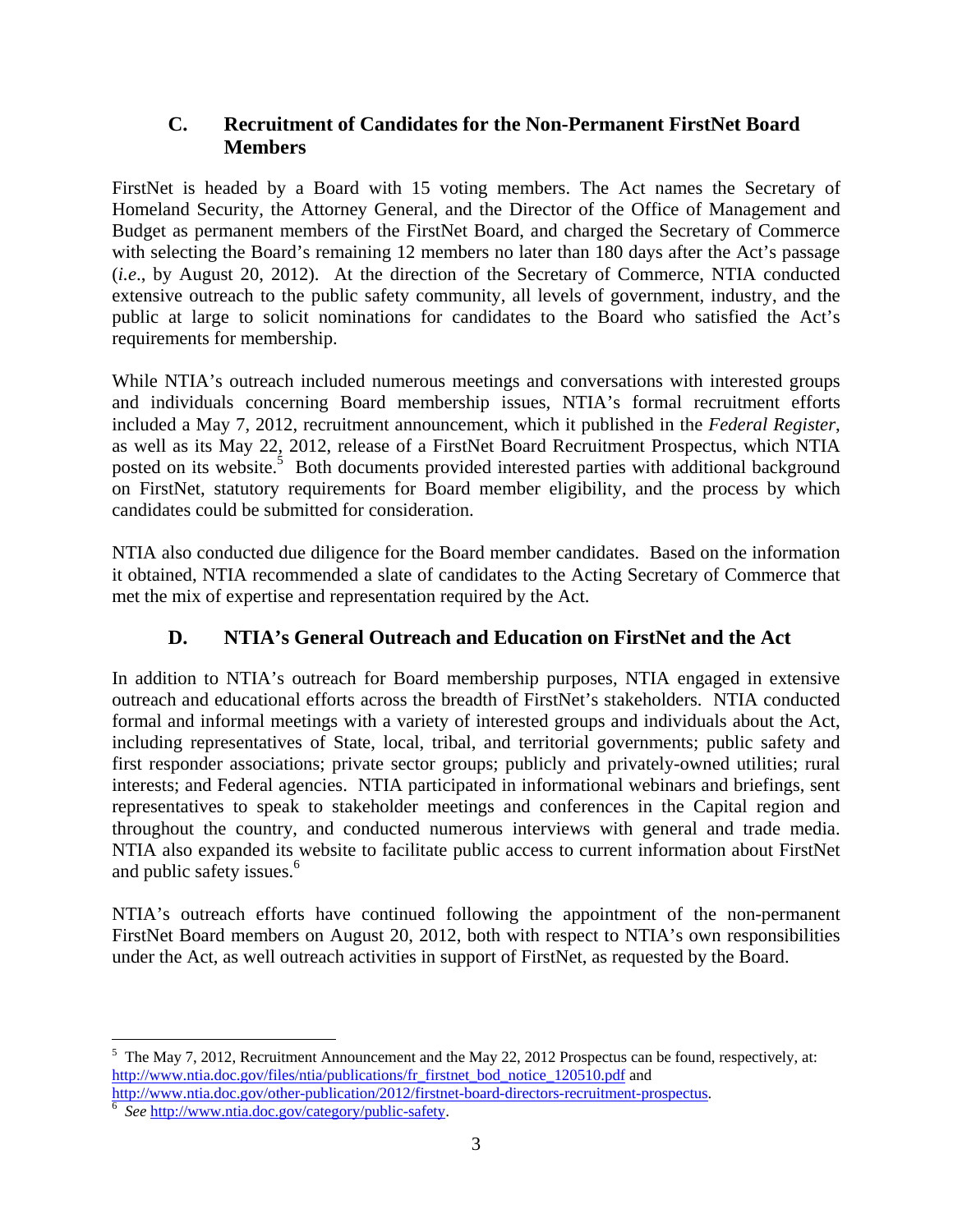### C. Recruitment of Candidates for the Non-Permanent FirstNet Board Members

FirstNet is headed by a Board with 15 voting members. The Act names the Secretary of Homeland Security, the Attorney General, and the Director of the Office of Management and Budget as permanent members of the FirstNet Board, and charged the Secretary of Commerce with selecting the Board's remaining 12 members no later than 180 days after the Act's passage (*i.e*., by August 20, 2012). At the direction of the Secretary of Commerce, NTIA conducted extensive outreach to the public safety community, all levels of government, industry, and the public at large to solicit nominations for candidates to the Board who satisfied the Act's requirements for membership.

While NTIA's outreach included numerous meetings and conversations with interested groups and individuals concerning Board membership issues, NTIA's formal recruitment efforts included a May 7, 2012, recruitment announcement, which it published in the *Federal Register*, as well as its May 22, 2012, release of a FirstNet Board Recruitment Prospectus, which NTIA posted on its website.[5] Both documents provided interested parties with additional background on FirstNet, statutory requirements for Board member eligibility, and the process by which candidates could be submitted for consideration.

NTIA also conducted due diligence for the Board member candidates. Based on the information it obtained, NTIA recommended a slate of candidates to the Acting Secretary of Commerce that met the mix of expertise and representation required by the Act.

### D. NTIA's General Outreach and Education on FirstNet and the Act

In addition to NTIA's outreach for Board membership purposes, NTIA engaged in extensive outreach and educational efforts across the breadth of FirstNet's stakeholders. NTIA conducted formal and informal meetings with a variety of interested groups and individuals about the Act, including representatives of State, local, tribal, and territorial governments; public safety and first responder associations; private sector groups; publicly and privately-owned utilities; rural interests; and Federal agencies. NTIA participated in informational webinars and briefings, sent representatives to speak to stakeholder meetings and conferences in the Capital region and throughout the country, and conducted numerous interviews with general and trade media. NTIA also expanded its website to facilitate public access to current information about FirstNet and public safety issues.[6]

NTIA's outreach efforts have continued following the appointment of the non-permanent FirstNet Board members on August 20, 2012, both with respect to NTIA's own responsibilities under the Act, as well outreach activities in support of FirstNet, as requested by the Board.

---

[5] The May 7, 2012, Recruitment Announcement and the May 22, 2012 Prospectus can be found, respectively, at: http://www.ntia.doc.gov/files/ntia/publications/fr_firstnet_bod_notice_120510.pdf and http://www.ntia.doc.gov/other-publication/2012/firstnet-board-directors-recruitment-prospectus.

[6] *See* http://www.ntia.doc.gov/category/public-safety.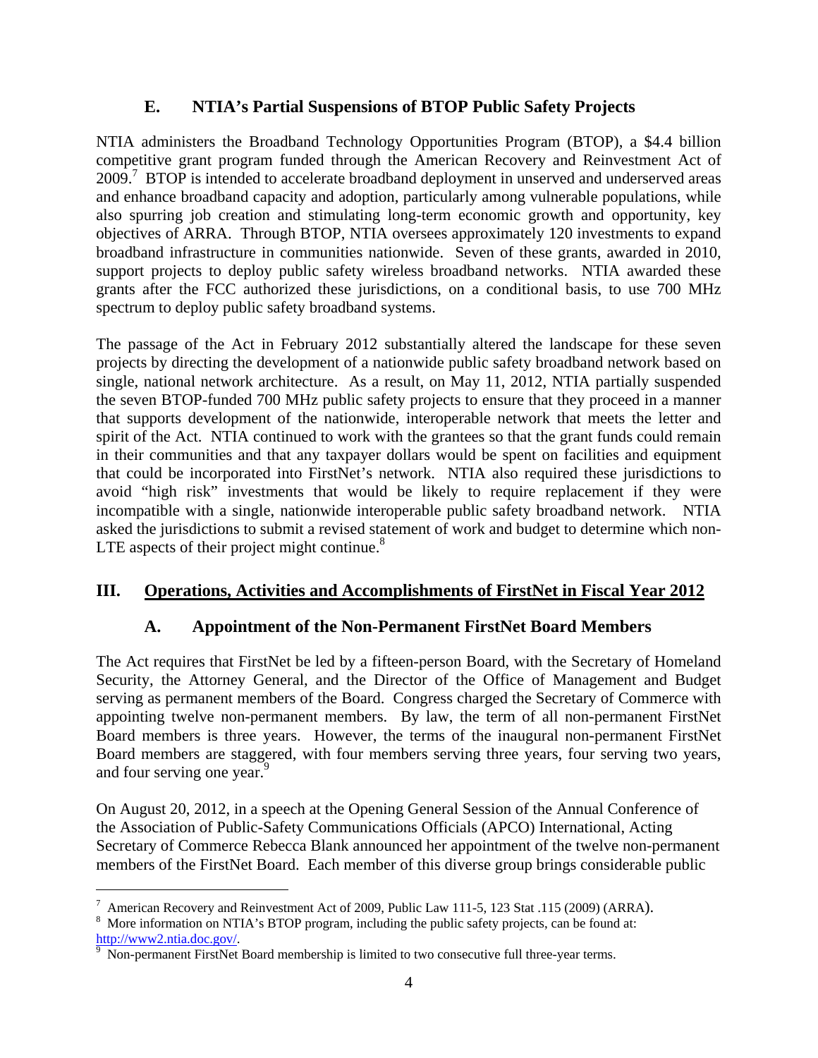### E. NTIA's Partial Suspensions of BTOP Public Safety Projects

NTIA administers the Broadband Technology Opportunities Program (BTOP), a $4.4 billion competitive grant program funded through the American Recovery and Reinvestment Act of 2009.[7] BTOP is intended to accelerate broadband deployment in unserved and underserved areas and enhance broadband capacity and adoption, particularly among vulnerable populations, while also spurring job creation and stimulating long-term economic growth and opportunity, key objectives of ARRA. Through BTOP, NTIA oversees approximately 120 investments to expand broadband infrastructure in communities nationwide. Seven of these grants, awarded in 2010, support projects to deploy public safety wireless broadband networks. NTIA awarded these grants after the FCC authorized these jurisdictions, on a conditional basis, to use 700 MHz spectrum to deploy public safety broadband systems.

The passage of the Act in February 2012 substantially altered the landscape for these seven projects by directing the development of a nationwide public safety broadband network based on single, national network architecture. As a result, on May 11, 2012, NTIA partially suspended the seven BTOP-funded 700 MHz public safety projects to ensure that they proceed in a manner that supports development of the nationwide, interoperable network that meets the letter and spirit of the Act. NTIA continued to work with the grantees so that the grant funds could remain in their communities and that any taxpayer dollars would be spent on facilities and equipment that could be incorporated into FirstNet's network. NTIA also required these jurisdictions to avoid "high risk" investments that would be likely to require replacement if they were incompatible with a single, nationwide interoperable public safety broadband network. NTIA asked the jurisdictions to submit a revised statement of work and budget to determine which non-LTE aspects of their project might continue.[8]

## III. Operations, Activities and Accomplishments of FirstNet in Fiscal Year 2012

### A. Appointment of the Non-Permanent FirstNet Board Members

The Act requires that FirstNet be led by a fifteen-person Board, with the Secretary of Homeland Security, the Attorney General, and the Director of the Office of Management and Budget serving as permanent members of the Board. Congress charged the Secretary of Commerce with appointing twelve non-permanent members. By law, the term of all non-permanent FirstNet Board members is three years. However, the terms of the inaugural non-permanent FirstNet Board members are staggered, with four members serving three years, four serving two years, and four serving one year.[9]

On August 20, 2012, in a speech at the Opening General Session of the Annual Conference of the Association of Public-Safety Communications Officials (APCO) International, Acting Secretary of Commerce Rebecca Blank announced her appointment of the twelve non-permanent members of the FirstNet Board. Each member of this diverse group brings considerable public

---

[7] American Recovery and Reinvestment Act of 2009, Public Law 111-5, 123 Stat .115 (2009) (ARRA).

[8] More information on NTIA's BTOP program, including the public safety projects, can be found at: http://www2.ntia.doc.gov/.

[9] Non-permanent FirstNet Board membership is limited to two consecutive full three-year terms.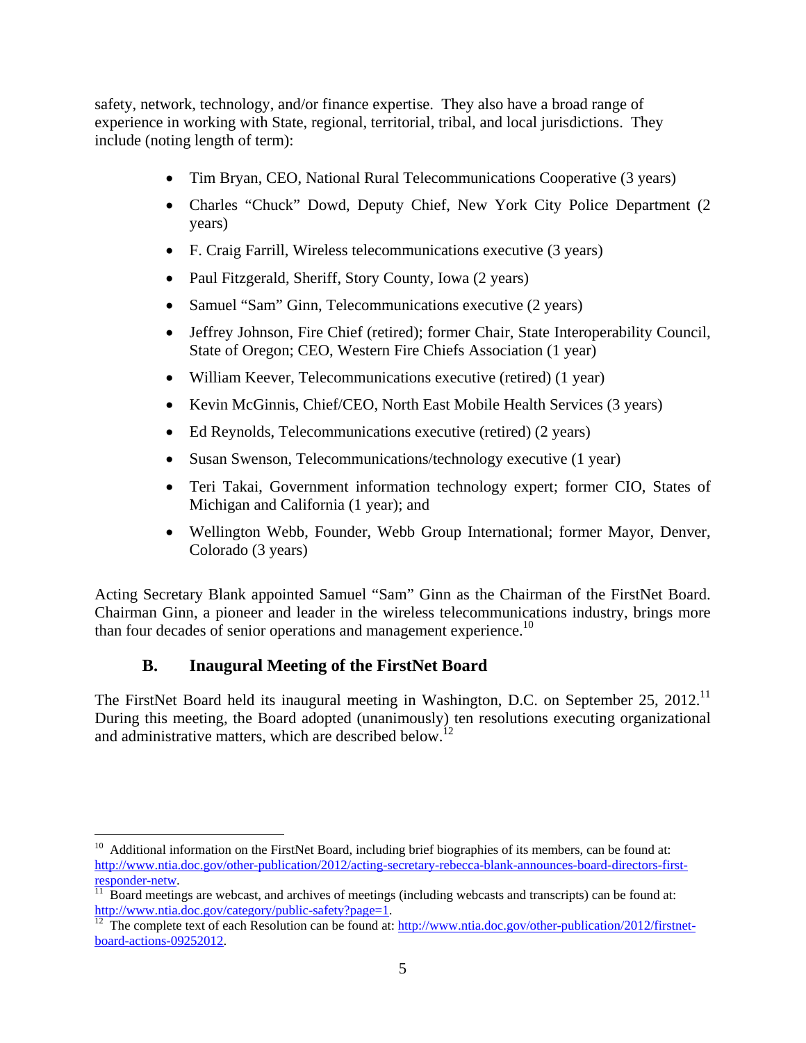safety, network, technology, and/or finance expertise. They also have a broad range of experience in working with State, regional, territorial, tribal, and local jurisdictions. They include (noting length of term):

- Tim Bryan, CEO, National Rural Telecommunications Cooperative (3 years)
- Charles "Chuck" Dowd, Deputy Chief, New York City Police Department (2 years)
- F. Craig Farrill, Wireless telecommunications executive (3 years)
- Paul Fitzgerald, Sheriff, Story County, Iowa (2 years)
- Samuel "Sam" Ginn, Telecommunications executive (2 years)
- Jeffrey Johnson, Fire Chief (retired); former Chair, State Interoperability Council, State of Oregon; CEO, Western Fire Chiefs Association (1 year)
- William Keever, Telecommunications executive (retired) (1 year)
- Kevin McGinnis, Chief/CEO, North East Mobile Health Services (3 years)
- Ed Reynolds, Telecommunications executive (retired) (2 years)
- Susan Swenson, Telecommunications/technology executive (1 year)
- Teri Takai, Government information technology expert; former CIO, States of Michigan and California (1 year); and
- Wellington Webb, Founder, Webb Group International; former Mayor, Denver, Colorado (3 years)

Acting Secretary Blank appointed Samuel "Sam" Ginn as the Chairman of the FirstNet Board. Chairman Ginn, a pioneer and leader in the wireless telecommunications industry, brings more than four decades of senior operations and management experience.[10]

### B. Inaugural Meeting of the FirstNet Board

The FirstNet Board held its inaugural meeting in Washington, D.C. on September 25, 2012.[11] During this meeting, the Board adopted (unanimously) ten resolutions executing organizational and administrative matters, which are described below.[12]

---

[10] Additional information on the FirstNet Board, including brief biographies of its members, can be found at: http://www.ntia.doc.gov/other-publication/2012/acting-secretary-rebecca-blank-announces-board-directors-first-responder-netw.

[11] Board meetings are webcast, and archives of meetings (including webcasts and transcripts) can be found at: http://www.ntia.doc.gov/category/public-safety?page=1.

[12] The complete text of each Resolution can be found at: http://www.ntia.doc.gov/other-publication/2012/firstnet-board-actions-09252012.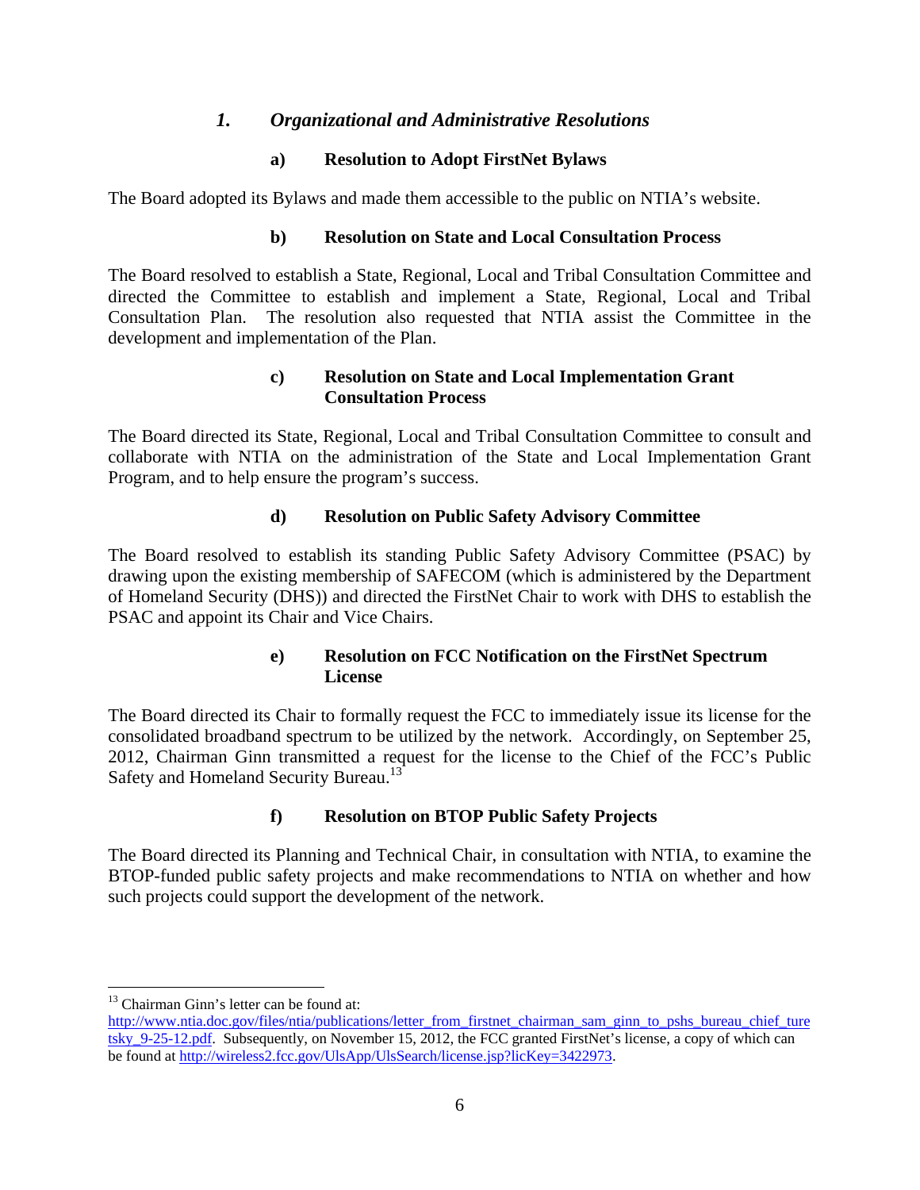### 1. *Organizational and Administrative Resolutions*

#### a) Resolution to Adopt FirstNet Bylaws

The Board adopted its Bylaws and made them accessible to the public on NTIA's website.

#### b) Resolution on State and Local Consultation Process

The Board resolved to establish a State, Regional, Local and Tribal Consultation Committee and directed the Committee to establish and implement a State, Regional, Local and Tribal Consultation Plan. The resolution also requested that NTIA assist the Committee in the development and implementation of the Plan.

#### c) Resolution on State and Local Implementation Grant Consultation Process

The Board directed its State, Regional, Local and Tribal Consultation Committee to consult and collaborate with NTIA on the administration of the State and Local Implementation Grant Program, and to help ensure the program's success.

#### d) Resolution on Public Safety Advisory Committee

The Board resolved to establish its standing Public Safety Advisory Committee (PSAC) by drawing upon the existing membership of SAFECOM (which is administered by the Department of Homeland Security (DHS)) and directed the FirstNet Chair to work with DHS to establish the PSAC and appoint its Chair and Vice Chairs.

#### e) Resolution on FCC Notification on the FirstNet Spectrum License

The Board directed its Chair to formally request the FCC to immediately issue its license for the consolidated broadband spectrum to be utilized by the network. Accordingly, on September 25, 2012, Chairman Ginn transmitted a request for the license to the Chief of the FCC's Public Safety and Homeland Security Bureau.[13]

#### f) Resolution on BTOP Public Safety Projects

The Board directed its Planning and Technical Chair, in consultation with NTIA, to examine the BTOP-funded public safety projects and make recommendations to NTIA on whether and how such projects could support the development of the network.

---

[13] Chairman Ginn's letter can be found at: http://www.ntia.doc.gov/files/ntia/publications/letter_from_firstnet_chairman_sam_ginn_to_pshs_bureau_chief_turetsky_9-25-12.pdf. Subsequently, on November 15, 2012, the FCC granted FirstNet's license, a copy of which can be found at http://wireless2.fcc.gov/UlsApp/UlsSearch/license.jsp?licKey=3422973.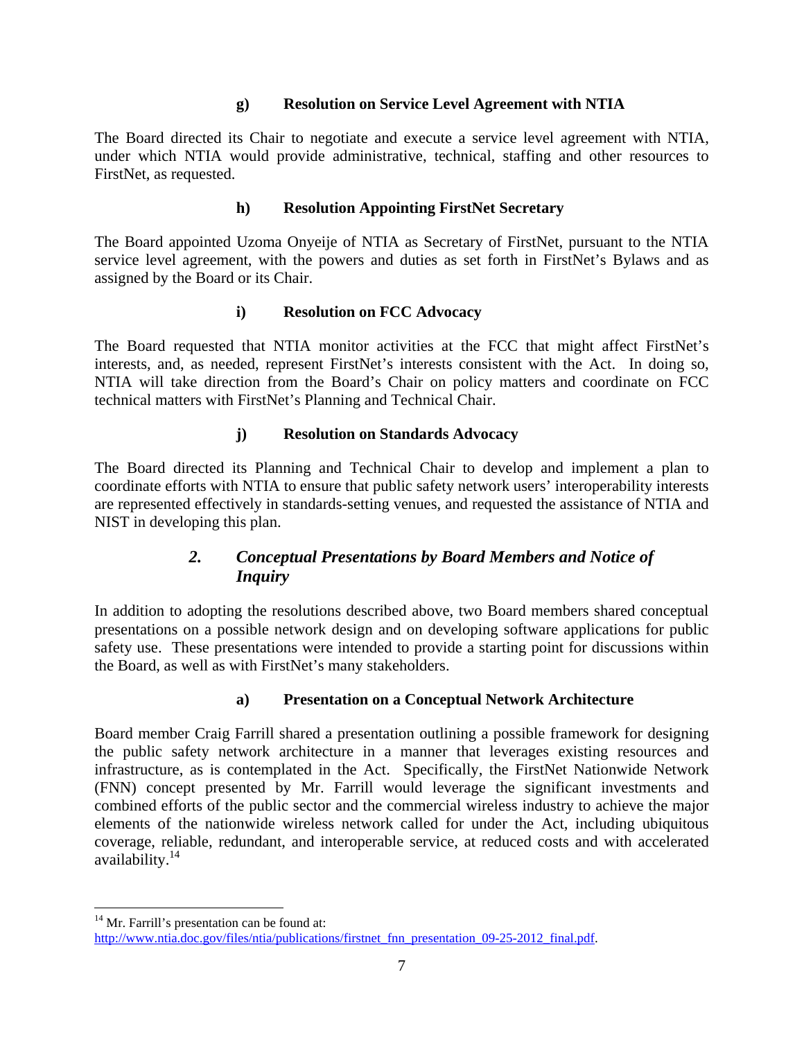#### g) Resolution on Service Level Agreement with NTIA

The Board directed its Chair to negotiate and execute a service level agreement with NTIA, under which NTIA would provide administrative, technical, staffing and other resources to FirstNet, as requested.

#### h) Resolution Appointing FirstNet Secretary

The Board appointed Uzoma Onyeije of NTIA as Secretary of FirstNet, pursuant to the NTIA service level agreement, with the powers and duties as set forth in FirstNet's Bylaws and as assigned by the Board or its Chair.

#### i) Resolution on FCC Advocacy

The Board requested that NTIA monitor activities at the FCC that might affect FirstNet's interests, and, as needed, represent FirstNet's interests consistent with the Act. In doing so, NTIA will take direction from the Board's Chair on policy matters and coordinate on FCC technical matters with FirstNet's Planning and Technical Chair.

#### j) Resolution on Standards Advocacy

The Board directed its Planning and Technical Chair to develop and implement a plan to coordinate efforts with NTIA to ensure that public safety network users' interoperability interests are represented effectively in standards-setting venues, and requested the assistance of NTIA and NIST in developing this plan.

### *2. Conceptual Presentations by Board Members and Notice of Inquiry*

In addition to adopting the resolutions described above, two Board members shared conceptual presentations on a possible network design and on developing software applications for public safety use. These presentations were intended to provide a starting point for discussions within the Board, as well as with FirstNet's many stakeholders.

#### a) Presentation on a Conceptual Network Architecture

Board member Craig Farrill shared a presentation outlining a possible framework for designing the public safety network architecture in a manner that leverages existing resources and infrastructure, as is contemplated in the Act. Specifically, the FirstNet Nationwide Network (FNN) concept presented by Mr. Farrill would leverage the significant investments and combined efforts of the public sector and the commercial wireless industry to achieve the major elements of the nationwide wireless network called for under the Act, including ubiquitous coverage, reliable, redundant, and interoperable service, at reduced costs and with accelerated availability.[14]

---

[14] Mr. Farrill's presentation can be found at: http://www.ntia.doc.gov/files/ntia/publications/firstnet_fnn_presentation_09-25-2012_final.pdf.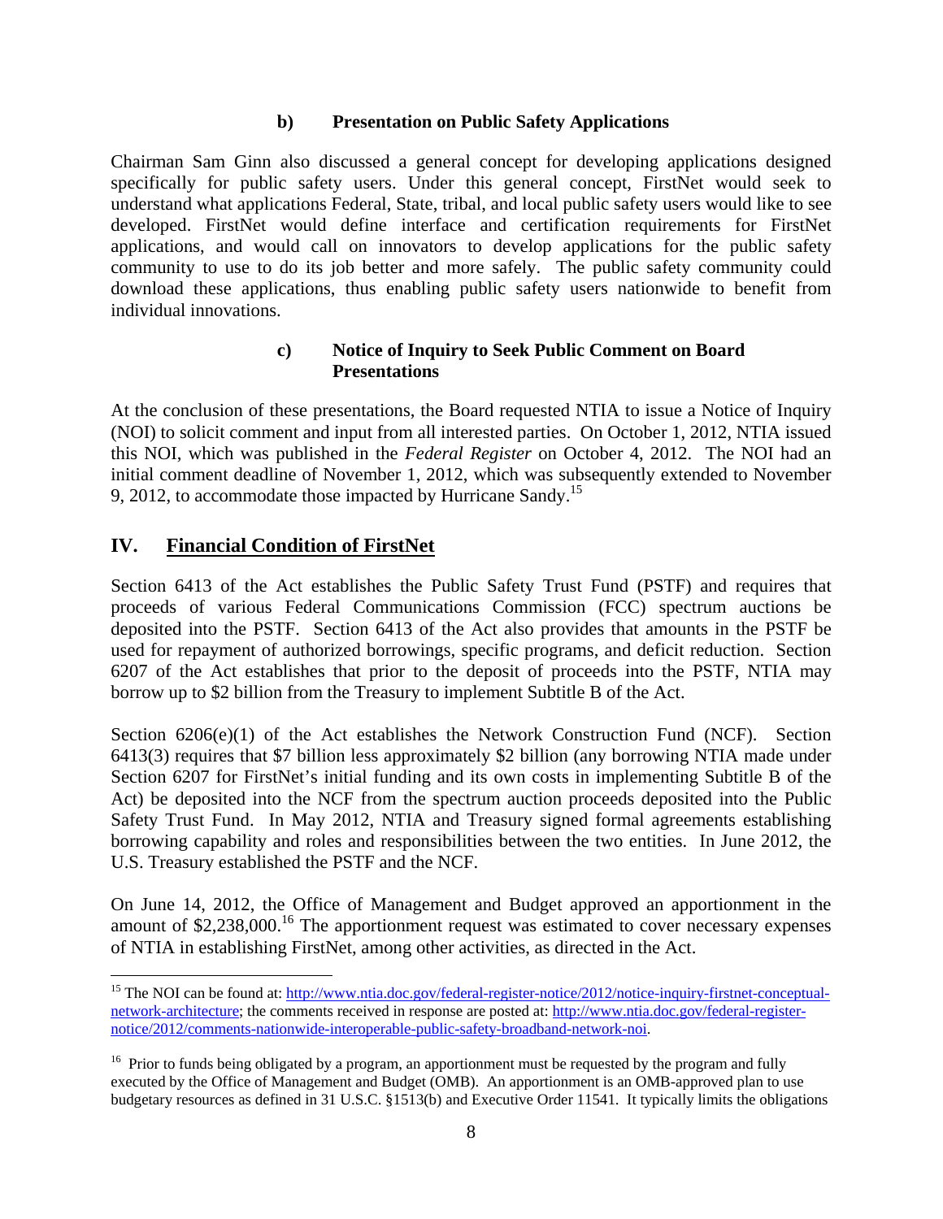#### b) Presentation on Public Safety Applications

Chairman Sam Ginn also discussed a general concept for developing applications designed specifically for public safety users. Under this general concept, FirstNet would seek to understand what applications Federal, State, tribal, and local public safety users would like to see developed. FirstNet would define interface and certification requirements for FirstNet applications, and would call on innovators to develop applications for the public safety community to use to do its job better and more safely. The public safety community could download these applications, thus enabling public safety users nationwide to benefit from individual innovations.

#### c) Notice of Inquiry to Seek Public Comment on Board Presentations

At the conclusion of these presentations, the Board requested NTIA to issue a Notice of Inquiry (NOI) to solicit comment and input from all interested parties. On October 1, 2012, NTIA issued this NOI, which was published in the *Federal Register* on October 4, 2012. The NOI had an initial comment deadline of November 1, 2012, which was subsequently extended to November 9, 2012, to accommodate those impacted by Hurricane Sandy.[15]

## IV. Financial Condition of FirstNet

Section 6413 of the Act establishes the Public Safety Trust Fund (PSTF) and requires that proceeds of various Federal Communications Commission (FCC) spectrum auctions be deposited into the PSTF. Section 6413 of the Act also provides that amounts in the PSTF be used for repayment of authorized borrowings, specific programs, and deficit reduction. Section 6207 of the Act establishes that prior to the deposit of proceeds into the PSTF, NTIA may borrow up to $2 billion from the Treasury to implement Subtitle B of the Act.

Section 6206(e)(1) of the Act establishes the Network Construction Fund (NCF). Section 6413(3) requires that $7 billion less approximately $2 billion (any borrowing NTIA made under Section 6207 for FirstNet's initial funding and its own costs in implementing Subtitle B of the Act) be deposited into the NCF from the spectrum auction proceeds deposited into the Public Safety Trust Fund. In May 2012, NTIA and Treasury signed formal agreements establishing borrowing capability and roles and responsibilities between the two entities. In June 2012, the U.S. Treasury established the PSTF and the NCF.

On June 14, 2012, the Office of Management and Budget approved an apportionment in the amount of $2,238,000.[16] The apportionment request was estimated to cover necessary expenses of NTIA in establishing FirstNet, among other activities, as directed in the Act.

---

[15] The NOI can be found at: http://www.ntia.doc.gov/federal-register-notice/2012/notice-inquiry-firstnet-conceptual-network-architecture; the comments received in response are posted at: http://www.ntia.doc.gov/federal-register-notice/2012/comments-nationwide-interoperable-public-safety-broadband-network-noi.

[16] Prior to funds being obligated by a program, an apportionment must be requested by the program and fully executed by the Office of Management and Budget (OMB). An apportionment is an OMB-approved plan to use budgetary resources as defined in 31 U.S.C. §1513(b) and Executive Order 11541. It typically limits the obligations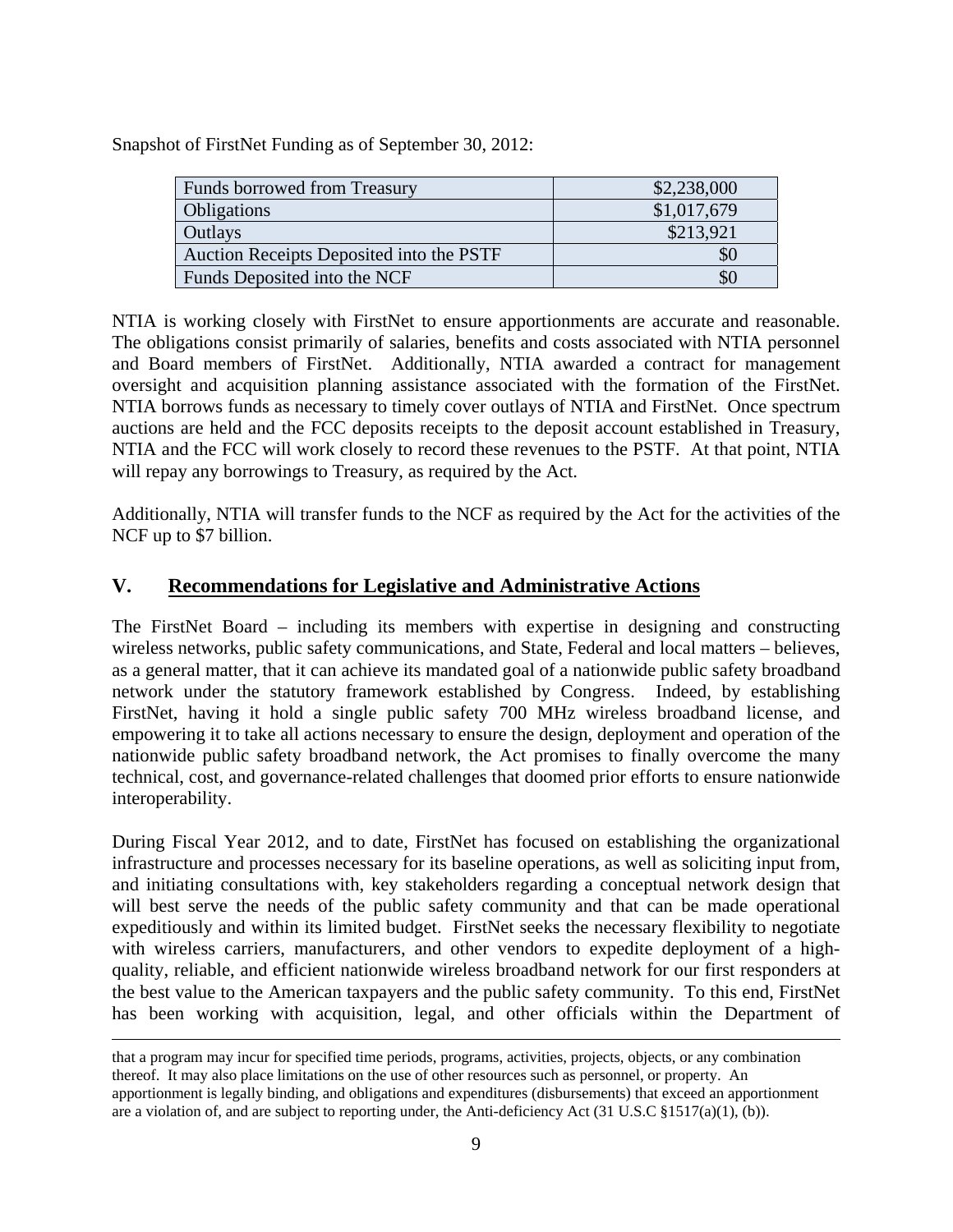Snapshot of FirstNet Funding as of September 30, 2012:

| | |
|---|---:|
| Funds borrowed from Treasury | \$2,238,000 |
| Obligations | \$1,017,679 |
| Outlays | \$213,921 |
| Auction Receipts Deposited into the PSTF | \$0 |
| Funds Deposited into the NCF | \$0 |

NTIA is working closely with FirstNet to ensure apportionments are accurate and reasonable. The obligations consist primarily of salaries, benefits and costs associated with NTIA personnel and Board members of FirstNet. Additionally, NTIA awarded a contract for management oversight and acquisition planning assistance associated with the formation of the FirstNet. NTIA borrows funds as necessary to timely cover outlays of NTIA and FirstNet. Once spectrum auctions are held and the FCC deposits receipts to the deposit account established in Treasury, NTIA and the FCC will work closely to record these revenues to the PSTF. At that point, NTIA will repay any borrowings to Treasury, as required by the Act.

Additionally, NTIA will transfer funds to the NCF as required by the Act for the activities of the NCF up to \$7 billion.

## V. Recommendations for Legislative and Administrative Actions

The FirstNet Board – including its members with expertise in designing and constructing wireless networks, public safety communications, and State, Federal and local matters – believes, as a general matter, that it can achieve its mandated goal of a nationwide public safety broadband network under the statutory framework established by Congress. Indeed, by establishing FirstNet, having it hold a single public safety 700 MHz wireless broadband license, and empowering it to take all actions necessary to ensure the design, deployment and operation of the nationwide public safety broadband network, the Act promises to finally overcome the many technical, cost, and governance-related challenges that doomed prior efforts to ensure nationwide interoperability.

During Fiscal Year 2012, and to date, FirstNet has focused on establishing the organizational infrastructure and processes necessary for its baseline operations, as well as soliciting input from, and initiating consultations with, key stakeholders regarding a conceptual network design that will best serve the needs of the public safety community and that can be made operational expeditiously and within its limited budget. FirstNet seeks the necessary flexibility to negotiate with wireless carriers, manufacturers, and other vendors to expedite deployment of a high-quality, reliable, and efficient nationwide wireless broadband network for our first responders at the best value to the American taxpayers and the public safety community. To this end, FirstNet has been working with acquisition, legal, and other officials within the Department of

---

that a program may incur for specified time periods, programs, activities, projects, objects, or any combination thereof. It may also place limitations on the use of other resources such as personnel, or property. An apportionment is legally binding, and obligations and expenditures (disbursements) that exceed an apportionment are a violation of, and are subject to reporting under, the Anti-deficiency Act (31 U.S.C §1517(a)(1), (b)).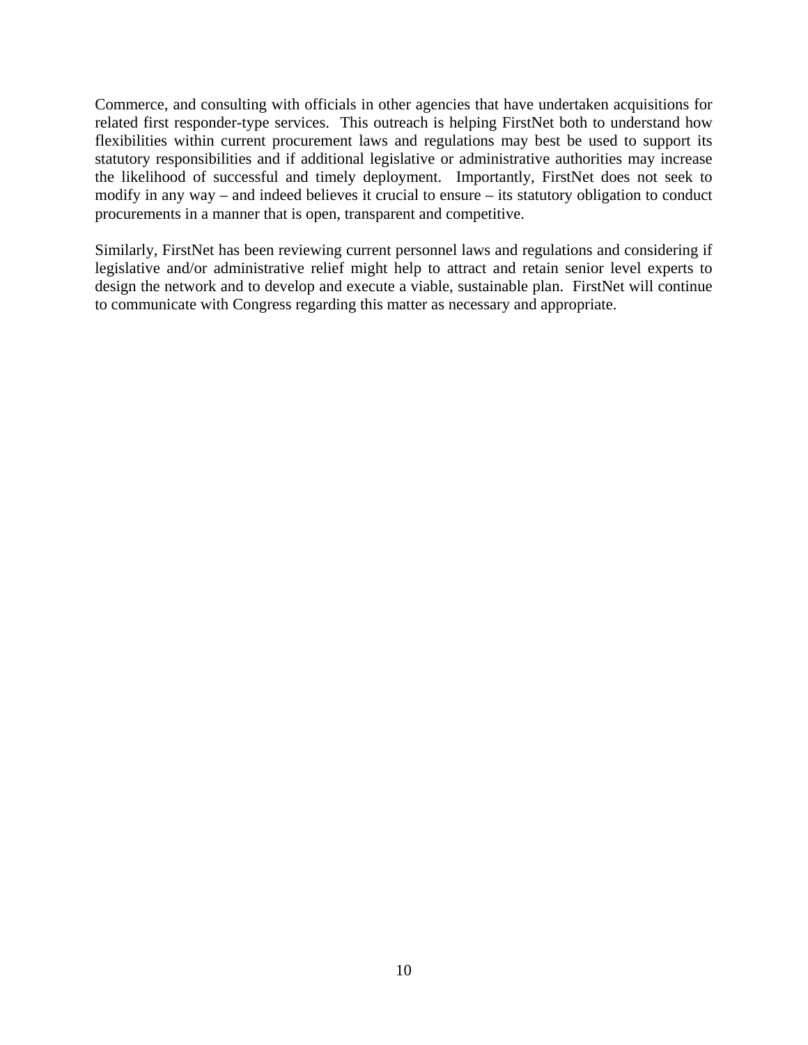Commerce, and consulting with officials in other agencies that have undertaken acquisitions for related first responder-type services. This outreach is helping FirstNet both to understand how flexibilities within current procurement laws and regulations may best be used to support its statutory responsibilities and if additional legislative or administrative authorities may increase the likelihood of successful and timely deployment. Importantly, FirstNet does not seek to modify in any way – and indeed believes it crucial to ensure – its statutory obligation to conduct procurements in a manner that is open, transparent and competitive.

Similarly, FirstNet has been reviewing current personnel laws and regulations and considering if legislative and/or administrative relief might help to attract and retain senior level experts to design the network and to develop and execute a viable, sustainable plan. FirstNet will continue to communicate with Congress regarding this matter as necessary and appropriate.